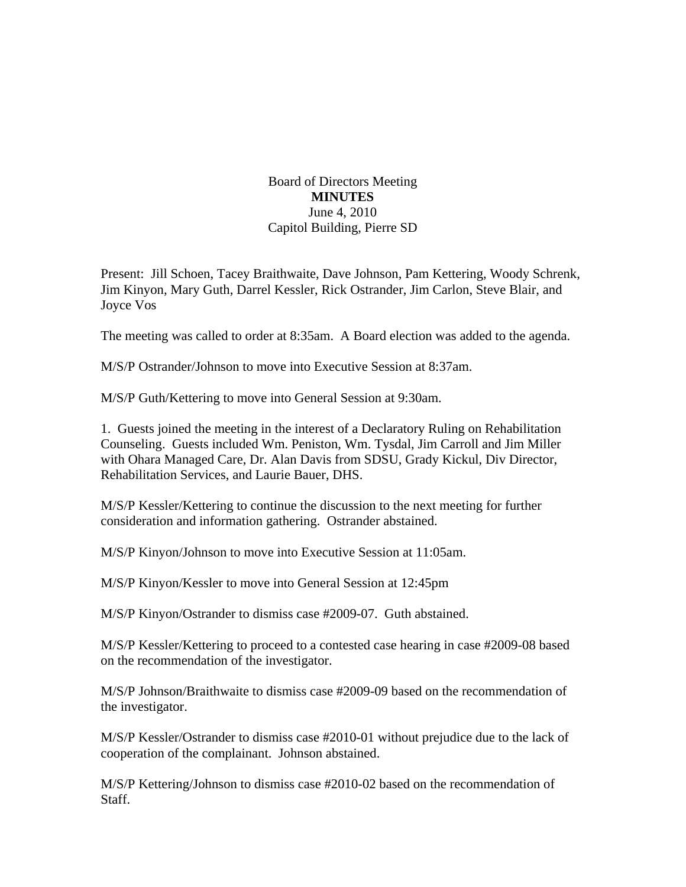Board of Directors Meeting

**MINUTES**

June 4, 2010

Capitol Building, Pierre SD

Present: Jill Schoen, Tacey Braithwaite, Dave Johnson, Pam Kettering, Woody Schrenk, Jim Kinyon, Mary Guth, Darrel Kessler, Rick Ostrander, Jim Carlon, Steve Blair, and Joyce Vos

The meeting was called to order at 8:35am. A Board election was added to the agenda.

M/S/P Ostrander/Johnson to move into Executive Session at 8:37am.

M/S/P Guth/Kettering to move into General Session at 9:30am.

1. Guests joined the meeting in the interest of a Declaratory Ruling on Rehabilitation Counseling. Guests included Wm. Peniston, Wm. Tysdal, Jim Carroll and Jim Miller with Ohara Managed Care, Dr. Alan Davis from SDSU, Grady Kickul, Div Director, Rehabilitation Services, and Laurie Bauer, DHS.

M/S/P Kessler/Kettering to continue the discussion to the next meeting for further consideration and information gathering. Ostrander abstained.

M/S/P Kinyon/Johnson to move into Executive Session at 11:05am.

M/S/P Kinyon/Kessler to move into General Session at 12:45pm

M/S/P Kinyon/Ostrander to dismiss case #2009-07. Guth abstained.

M/S/P Kessler/Kettering to proceed to a contested case hearing in case #2009-08 based on the recommendation of the investigator.

M/S/P Johnson/Braithwaite to dismiss case #2009-09 based on the recommendation of the investigator.

M/S/P Kessler/Ostrander to dismiss case #2010-01 without prejudice due to the lack of cooperation of the complainant. Johnson abstained.

M/S/P Kettering/Johnson to dismiss case #2010-02 based on the recommendation of Staff.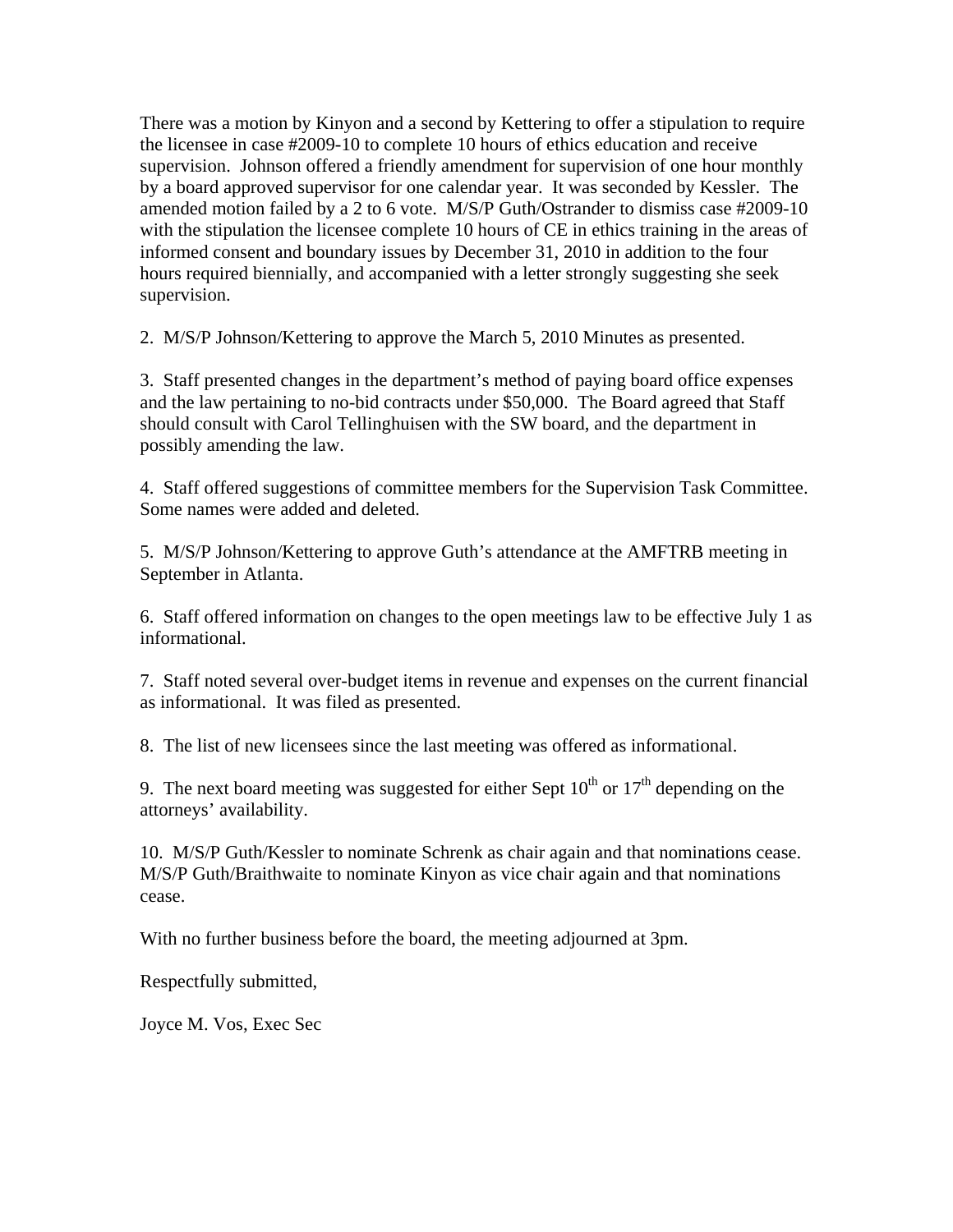There was a motion by Kinyon and a second by Kettering to offer a stipulation to require the licensee in case #2009-10 to complete 10 hours of ethics education and receive supervision. Johnson offered a friendly amendment for supervision of one hour monthly by a board approved supervisor for one calendar year. It was seconded by Kessler. The amended motion failed by a 2 to 6 vote. M/S/P Guth/Ostrander to dismiss case #2009-10 with the stipulation the licensee complete 10 hours of CE in ethics training in the areas of informed consent and boundary issues by December 31, 2010 in addition to the four hours required biennially, and accompanied with a letter strongly suggesting she seek supervision.

2. M/S/P Johnson/Kettering to approve the March 5, 2010 Minutes as presented.

3. Staff presented changes in the department's method of paying board office expenses and the law pertaining to no-bid contracts under $50,000. The Board agreed that Staff should consult with Carol Tellinghuisen with the SW board, and the department in possibly amending the law.

4. Staff offered suggestions of committee members for the Supervision Task Committee. Some names were added and deleted.

5. M/S/P Johnson/Kettering to approve Guth's attendance at the AMFTRB meeting in September in Atlanta.

6. Staff offered information on changes to the open meetings law to be effective July 1 as informational.

7. Staff noted several over-budget items in revenue and expenses on the current financial as informational. It was filed as presented.

8. The list of new licensees since the last meeting was offered as informational.

9. The next board meeting was suggested for either Sept 10th or 17th depending on the attorneys' availability.

10. M/S/P Guth/Kessler to nominate Schrenk as chair again and that nominations cease. M/S/P Guth/Braithwaite to nominate Kinyon as vice chair again and that nominations cease.

With no further business before the board, the meeting adjourned at 3pm.

Respectfully submitted,

Joyce M. Vos, Exec Sec